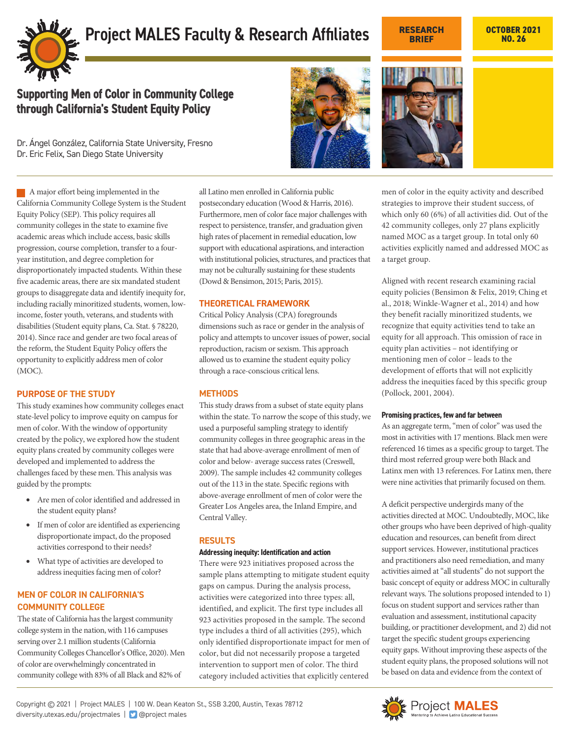Project MALES Faculty & Research Affiliates

RESEARCH BRIEF

OCTOBER 2021 NO. 26

# Supporting Men of Color in Community College through California's Student Equity Policy

Dr. Ángel González, California State University, Fresno
Dr. Eric Felix, San Diego State University

A major effort being implemented in the California Community College System is the Student Equity Policy (SEP). This policy requires all community colleges in the state to examine five academic areas which include access, basic skills progression, course completion, transfer to a four-year institution, and degree completion for disproportionately impacted students. Within these five academic areas, there are six mandated student groups to disaggregate data and identify inequity for, including racially minoritized students, women, low-income, foster youth, veterans, and students with disabilities (Student equity plans, Ca. Stat. § 78220, 2014). Since race and gender are two focal areas of the reform, the Student Equity Policy offers the opportunity to explicitly address men of color (MOC).

## PURPOSE OF THE STUDY

This study examines how community colleges enact state-level policy to improve equity on campus for men of color. With the window of opportunity created by the policy, we explored how the student equity plans created by community colleges were developed and implemented to address the challenges faced by these men. This analysis was guided by the prompts:

- Are men of color identified and addressed in the student equity plans?
- If men of color are identified as experiencing disproportionate impact, do the proposed activities correspond to their needs?
- What type of activities are developed to address inequities facing men of color?

## MEN OF COLOR IN CALIFORNIA'S COMMUNITY COLLEGE

The state of California has the largest community college system in the nation, with 116 campuses serving over 2.1 million students (California Community Colleges Chancellor's Office, 2020). Men of color are overwhelmingly concentrated in community college with 83% of all Black and 82% of all Latino men enrolled in California public postsecondary education (Wood & Harris, 2016). Furthermore, men of color face major challenges with respect to persistence, transfer, and graduation given high rates of placement in remedial education, low support with educational aspirations, and interaction with institutional policies, structures, and practices that may not be culturally sustaining for these students (Dowd & Bensimon, 2015; Paris, 2015).

## THEORETICAL FRAMEWORK

Critical Policy Analysis (CPA) foregrounds dimensions such as race or gender in the analysis of policy and attempts to uncover issues of power, social reproduction, racism or sexism. This approach allowed us to examine the student equity policy through a race-conscious critical lens.

## METHODS

This study draws from a subset of state equity plans within the state. To narrow the scope of this study, we used a purposeful sampling strategy to identify community colleges in three geographic areas in the state that had above-average enrollment of men of color and below- average success rates (Creswell, 2009). The sample includes 42 community colleges out of the 113 in the state. Specific regions with above-average enrollment of men of color were the Greater Los Angeles area, the Inland Empire, and Central Valley.

## RESULTS

### Addressing inequity: Identification and action

There were 923 initiatives proposed across the sample plans attempting to mitigate student equity gaps on campus. During the analysis process, activities were categorized into three types: all, identified, and explicit. The first type includes all 923 activities proposed in the sample. The second type includes a third of all activities (295), which only identified disproportionate impact for men of color, but did not necessarily propose a targeted intervention to support men of color. The third category included activities that explicitly centered men of color in the equity activity and described strategies to improve their student success, of which only 60 (6%) of all activities did. Out of the 42 community colleges, only 27 plans explicitly named MOC as a target group. In total only 60 activities explicitly named and addressed MOC as a target group.

Aligned with recent research examining racial equity policies (Bensimon & Felix, 2019; Ching et al., 2018; Winkle-Wagner et al., 2014) and how they benefit racially minoritized students, we recognize that equity activities tend to take an equity for all approach. This omission of race in equity plan activities – not identifying or mentioning men of color – leads to the development of efforts that will not explicitly address the inequities faced by this specific group (Pollock, 2001, 2004).

### Promising practices, few and far between

As an aggregate term, "men of color" was used the most in activities with 17 mentions. Black men were referenced 16 times as a specific group to target. The third most referred group were both Black and Latinx men with 13 references. For Latinx men, there were nine activities that primarily focused on them.

A deficit perspective undergirds many of the activities directed at MOC. Undoubtedly, MOC, like other groups who have been deprived of high-quality education and resources, can benefit from direct support services. However, institutional practices and practitioners also need remediation, and many activities aimed at "all students" do not support the basic concept of equity or address MOC in culturally relevant ways. The solutions proposed intended to 1) focus on student support and services rather than evaluation and assessment, institutional capacity building, or practitioner development, and 2) did not target the specific student groups experiencing equity gaps. Without improving these aspects of the student equity plans, the proposed solutions will not be based on data and evidence from the context of

Copyright © 2021 | Project MALES | 100 W. Dean Keaton St., SSB 3.200, Austin, Texas 78712
diversity.utexas.edu/projectmales | @project males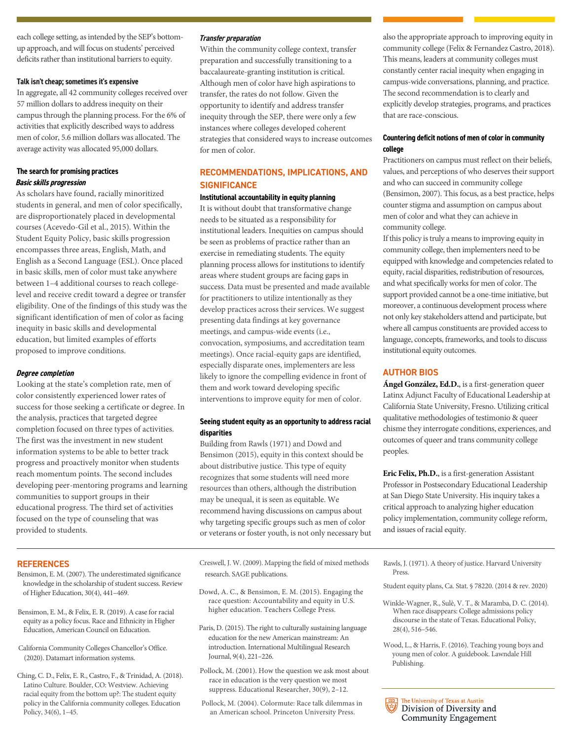each college setting, as intended by the SEP's bottom-up approach, and will focus on students' perceived deficits rather than institutional barriers to equity.

**Talk isn't cheap; sometimes it's expensive**

In aggregate, all 42 community colleges received over 57 million dollars to address inequity on their campus through the planning process. For the 6% of activities that explicitly described ways to address men of color, 5.6 million dollars was allocated. The average activity was allocated 95,000 dollars.

**The search for promising practices**

***Basic skills progression***

As scholars have found, racially minoritized students in general, and men of color specifically, are disproportionately placed in developmental courses (Acevedo-Gil et al., 2015). Within the Student Equity Policy, basic skills progression encompasses three areas, English, Math, and English as a Second Language (ESL). Once placed in basic skills, men of color must take anywhere between 1–4 additional courses to reach college-level and receive credit toward a degree or transfer eligibility. One of the findings of this study was the significant identification of men of color as facing inequity in basic skills and developmental education, but limited examples of efforts proposed to improve conditions.

***Degree completion***

Looking at the state's completion rate, men of color consistently experienced lower rates of success for those seeking a certificate or degree. In the analysis, practices that targeted degree completion focused on three types of activities. The first was the investment in new student information systems to be able to better track progress and proactively monitor when students reach momentum points. The second includes developing peer-mentoring programs and learning communities to support groups in their educational progress. The third set of activities focused on the type of counseling that was provided to students.

***Transfer preparation***

Within the community college context, transfer preparation and successfully transitioning to a baccalaureate-granting institution is critical. Although men of color have high aspirations to transfer, the rates do not follow. Given the opportunity to identify and address transfer inequity through the SEP, there were only a few instances where colleges developed coherent strategies that considered ways to increase outcomes for men of color.

## RECOMMENDATIONS, IMPLICATIONS, AND SIGNIFICANCE

**Institutional accountability in equity planning**

It is without doubt that transformative change needs to be situated as a responsibility for institutional leaders. Inequities on campus should be seen as problems of practice rather than an exercise in remediating students. The equity planning process allows for institutions to identify areas where student groups are facing gaps in success. Data must be presented and made available for practitioners to utilize intentionally as they develop practices across their services. We suggest presenting data findings at key governance meetings, and campus-wide events (i.e., convocation, symposiums, and accreditation team meetings). Once racial-equity gaps are identified, especially disparate ones, implementers are less likely to ignore the compelling evidence in front of them and work toward developing specific interventions to improve equity for men of color.

**Seeing student equity as an opportunity to address racial disparities**

Building from Rawls (1971) and Dowd and Bensimon (2015), equity in this context should be about distributive justice. This type of equity recognizes that some students will need more resources than others, although the distribution may be unequal, it is seen as equitable. We recommend having discussions on campus about why targeting specific groups such as men of color or veterans or foster youth, is not only necessary but also the appropriate approach to improving equity in community college (Felix & Fernandez Castro, 2018). This means, leaders at community colleges must constantly center racial inequity when engaging in campus-wide conversations, planning, and practice. The second recommendation is to clearly and explicitly develop strategies, programs, and practices that are race-conscious.

**Countering deficit notions of men of color in community college**

Practitioners on campus must reflect on their beliefs, values, and perceptions of who deserves their support and who can succeed in community college (Bensimon, 2007). This focus, as a best practice, helps counter stigma and assumption on campus about men of color and what they can achieve in community college.

If this policy is truly a means to improving equity in community college, then implementers need to be equipped with knowledge and competencies related to equity, racial disparities, redistribution of resources, and what specifically works for men of color. The support provided cannot be a one-time initiative, but moreover, a continuous development process where not only key stakeholders attend and participate, but where all campus constituents are provided access to language, concepts, frameworks, and tools to discuss institutional equity outcomes.

## AUTHOR BIOS

**Ángel González, Ed.D.**, is a first-generation queer Latinx Adjunct Faculty of Educational Leadership at California State University, Fresno. Utilizing critical qualitative methodologies of testimonio & queer chisme they interrogate conditions, experiences, and outcomes of queer and trans community college peoples.

**Eric Felix, Ph.D.**, is a first-generation Assistant Professor in Postsecondary Educational Leadership at San Diego State University. His inquiry takes a critical approach to analyzing higher education policy implementation, community college reform, and issues of racial equity.

## REFERENCES

Bensimon, E. M. (2007). The underestimated significance knowledge in the scholarship of student success. Review of Higher Education, 30(4), 441–469.

Bensimon, E. M., & Felix, E. R. (2019). A case for racial equity as a policy focus. Race and Ethnicity in Higher Education, American Council on Education.

California Community Colleges Chancellor's Office. (2020). Datamart information systems.

Ching, C. D., Felix, E. R., Castro, F., & Trinidad, A. (2018). Latino Culture. Boulder, CO: Westview. Achieving racial equity from the bottom up?: The student equity policy in the California community colleges. Education Policy, 34(6), 1–45.

Creswell, J. W. (2009). Mapping the field of mixed methods research. SAGE publications.

Dowd, A. C., & Bensimon, E. M. (2015). Engaging the race question: Accountability and equity in U.S. higher education. Teachers College Press.

Paris, D. (2015). The right to culturally sustaining language education for the new American mainstream: An introduction. International Multilingual Research Journal, 9(4), 221–226.

Pollock, M. (2001). How the question we ask most about race in education is the very question we most suppress. Educational Researcher, 30(9), 2–12.

Pollock, M. (2004). Colormute: Race talk dilemmas in an American school. Princeton University Press.

Rawls, J. (1971). A theory of justice. Harvard University Press.

Student equity plans, Ca. Stat. § 78220. (2014 & rev. 2020)

Winkle-Wagner, R., Sulè, V. T., & Maramba, D. C. (2014). When race disappears: College admissions policy discourse in the state of Texas. Educational Policy, 28(4), 516–546.

Wood, L., & Harris, F. (2016). Teaching young boys and young men of color. A guidebook. Lawndale Hill Publishing.

The University of Texas at Austin
Division of Diversity and Community Engagement